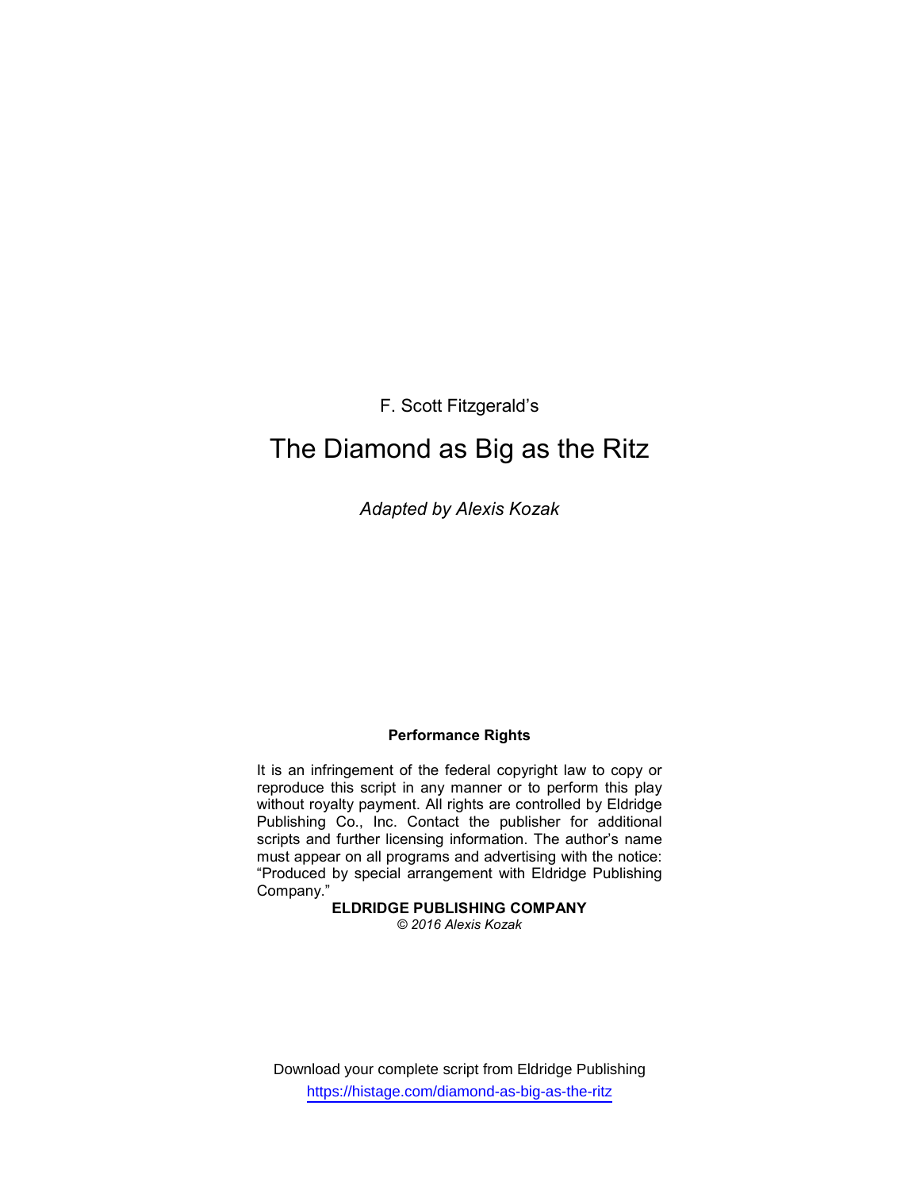F. Scott Fitzgerald's

# The Diamond as Big as the Ritz

*Adapted by Alexis Kozak*

**Performance Rights**

It is an infringement of the federal copyright law to copy or reproduce this script in any manner or to perform this play without royalty payment. All rights are controlled by Eldridge Publishing Co., Inc. Contact the publisher for additional scripts and further licensing information. The author's name must appear on all programs and advertising with the notice: "Produced by special arrangement with Eldridge Publishing Company."

**ELDRIDGE PUBLISHING COMPANY**

*© 2016 Alexis Kozak*

Download your complete script from Eldridge Publishing
https://histage.com/diamond-as-big-as-the-ritz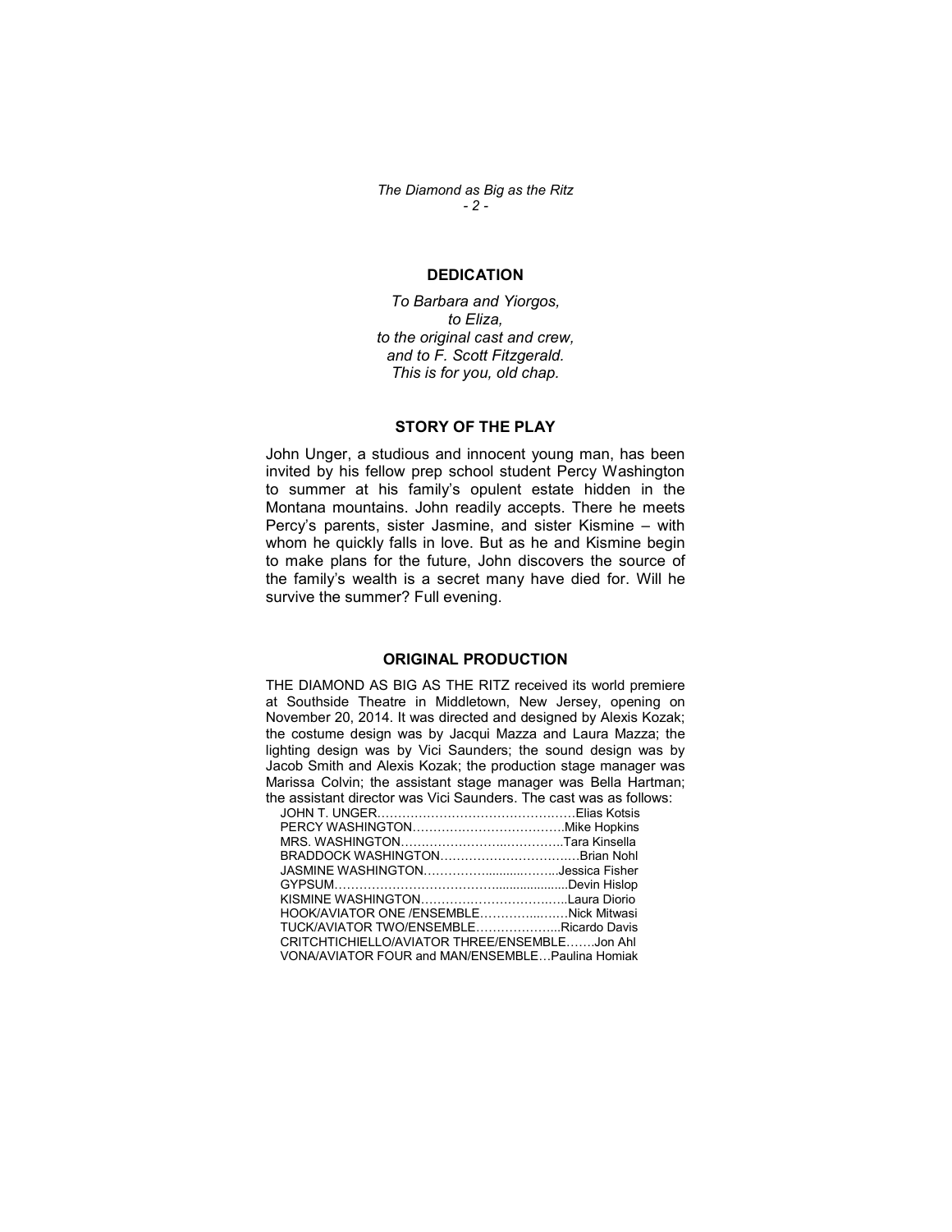## DEDICATION

*To Barbara and Yiorgos,*
*to Eliza,*
*to the original cast and crew,*
*and to F. Scott Fitzgerald.*
*This is for you, old chap.*

## STORY OF THE PLAY

John Unger, a studious and innocent young man, has been invited by his fellow prep school student Percy Washington to summer at his family's opulent estate hidden in the Montana mountains. John readily accepts. There he meets Percy's parents, sister Jasmine, and sister Kismine – with whom he quickly falls in love. But as he and Kismine begin to make plans for the future, John discovers the source of the family's wealth is a secret many have died for. Will he survive the summer? Full evening.

## ORIGINAL PRODUCTION

THE DIAMOND AS BIG AS THE RITZ received its world premiere at Southside Theatre in Middletown, New Jersey, opening on November 20, 2014. It was directed and designed by Alexis Kozak; the costume design was by Jacqui Mazza and Laura Mazza; the lighting design was by Vici Saunders; the sound design was by Jacob Smith and Alexis Kozak; the production stage manager was Marissa Colvin; the assistant stage manager was Bella Hartman; the assistant director was Vici Saunders. The cast was as follows:

JOHN T. UNGER……………………………………………Elias Kotsis
PERCY WASHINGTON……………………………….Mike Hopkins
MRS. WASHINGTON…………………………………..Tara Kinsella
BRADDOCK WASHINGTON……………………………Brian Nohl
JASMINE WASHINGTON……………………………..Jessica Fisher
GYPSUM………………………………………………….Devin Hislop
KISMINE WASHINGTON………………………………Laura Diorio
HOOK/AVIATOR ONE /ENSEMBLE……………………Nick Mitwasi
TUCK/AVIATOR TWO/ENSEMBLE…………………..Ricardo Davis
CRITCHTICHIELLO/AVIATOR THREE/ENSEMBLE…….Jon Ahl
VONA/AVIATOR FOUR and MAN/ENSEMBLE…Paulina Homiak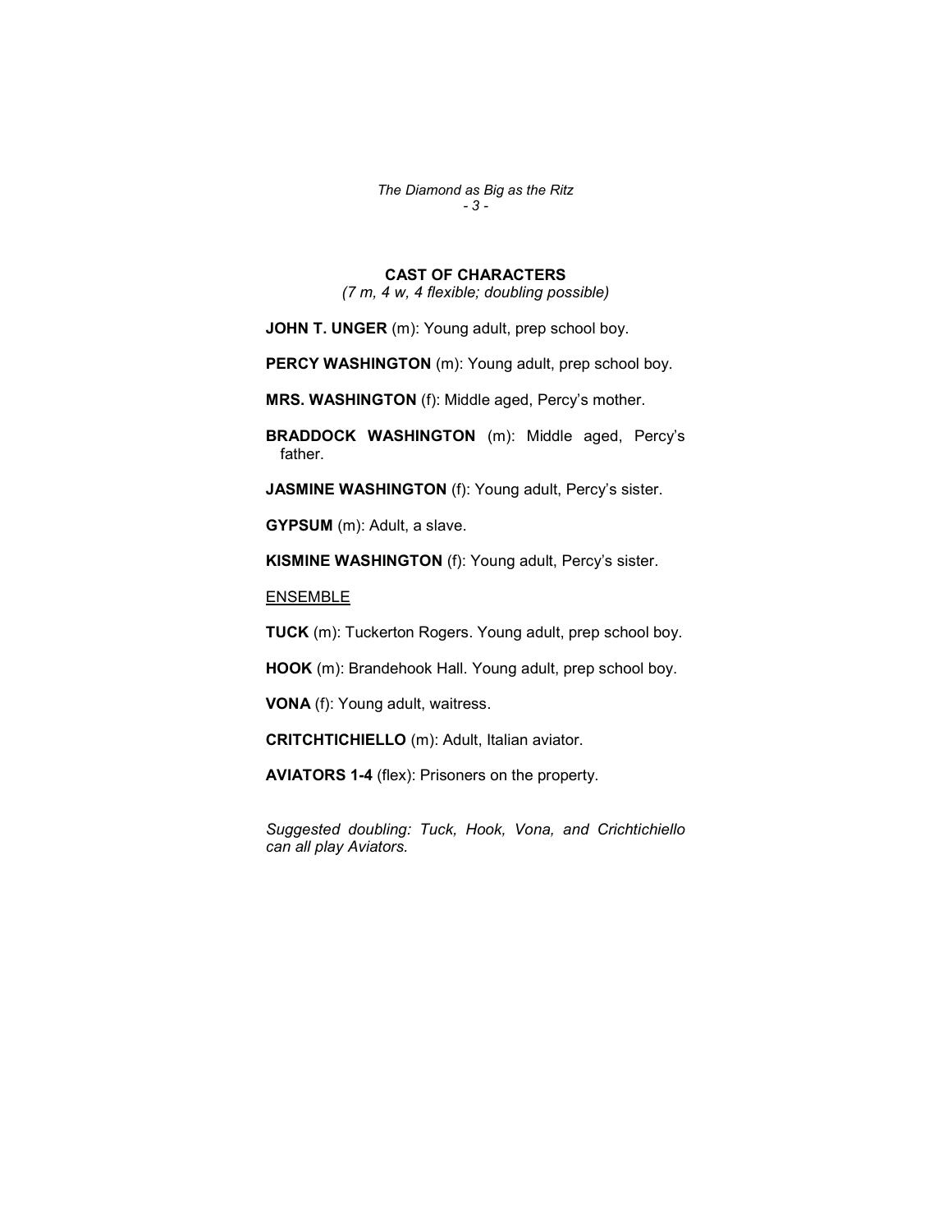## CAST OF CHARACTERS

*(7 m, 4 w, 4 flexible; doubling possible)*

**JOHN T. UNGER** (m): Young adult, prep school boy.

**PERCY WASHINGTON** (m): Young adult, prep school boy.

**MRS. WASHINGTON** (f): Middle aged, Percy's mother.

**BRADDOCK WASHINGTON** (m): Middle aged, Percy's father.

**JASMINE WASHINGTON** (f): Young adult, Percy's sister.

**GYPSUM** (m): Adult, a slave.

**KISMINE WASHINGTON** (f): Young adult, Percy's sister.

<u>ENSEMBLE</u>

**TUCK** (m): Tuckerton Rogers. Young adult, prep school boy.

**HOOK** (m): Brandehook Hall. Young adult, prep school boy.

**VONA** (f): Young adult, waitress.

**CRITCHTICHIELLO** (m): Adult, Italian aviator.

**AVIATORS 1-4** (flex): Prisoners on the property.

*Suggested doubling: Tuck, Hook, Vona, and Crichtichiello can all play Aviators.*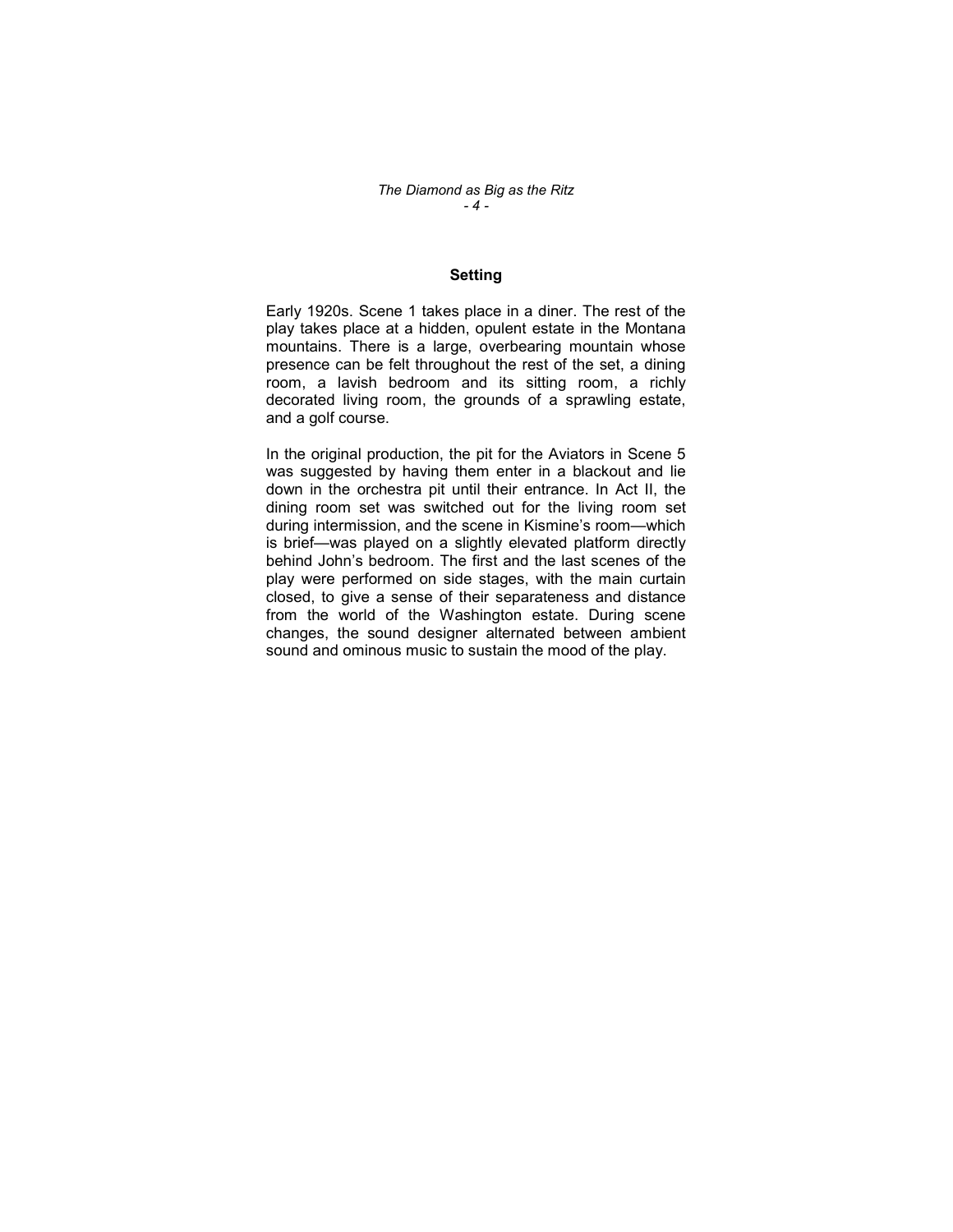## Setting

Early 1920s. Scene 1 takes place in a diner. The rest of the play takes place at a hidden, opulent estate in the Montana mountains. There is a large, overbearing mountain whose presence can be felt throughout the rest of the set, a dining room, a lavish bedroom and its sitting room, a richly decorated living room, the grounds of a sprawling estate, and a golf course.

In the original production, the pit for the Aviators in Scene 5 was suggested by having them enter in a blackout and lie down in the orchestra pit until their entrance. In Act II, the dining room set was switched out for the living room set during intermission, and the scene in Kismine's room—which is brief—was played on a slightly elevated platform directly behind John's bedroom. The first and the last scenes of the play were performed on side stages, with the main curtain closed, to give a sense of their separateness and distance from the world of the Washington estate. During scene changes, the sound designer alternated between ambient sound and ominous music to sustain the mood of the play.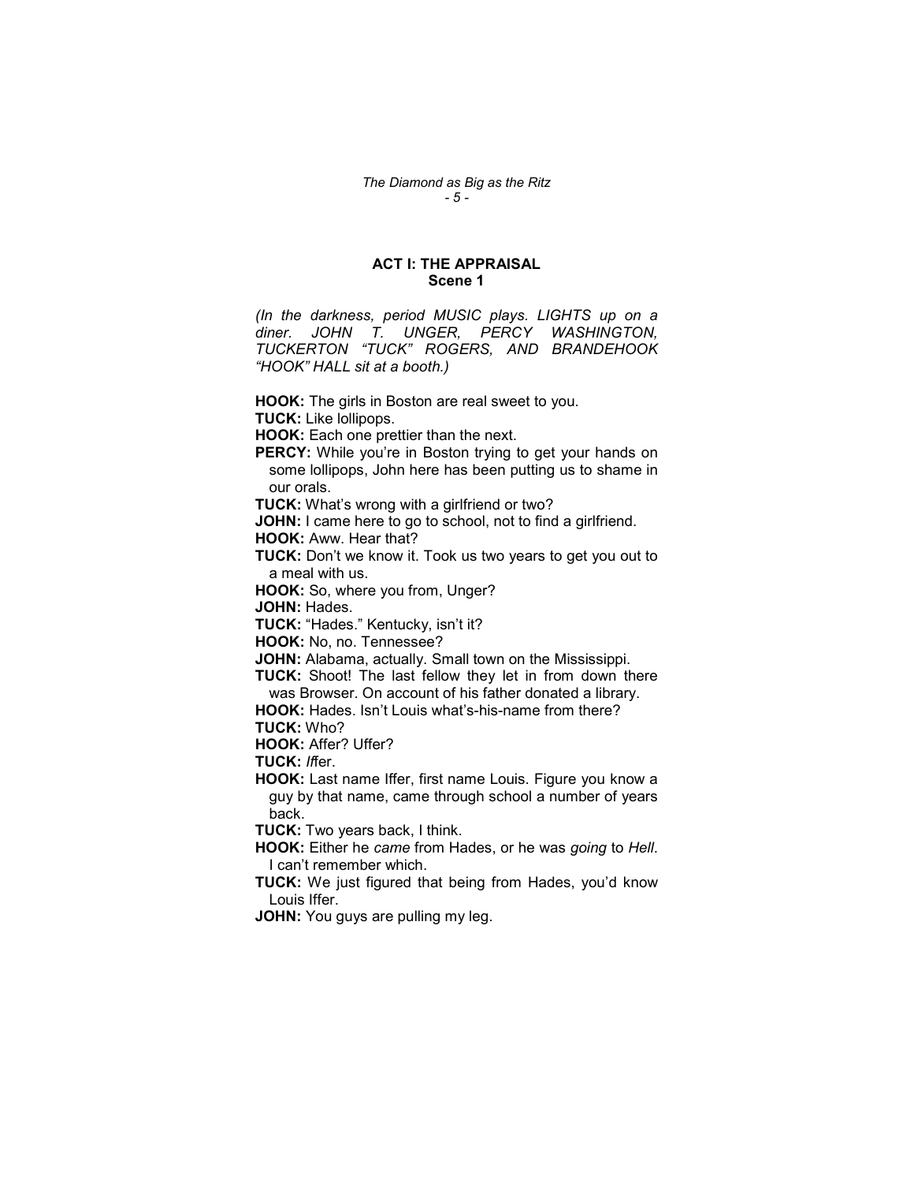## ACT I: THE APPRAISAL
### Scene 1

*(In the darkness, period MUSIC plays. LIGHTS up on a diner. JOHN T. UNGER, PERCY WASHINGTON, TUCKERTON "TUCK" ROGERS, AND BRANDEHOOK "HOOK" HALL sit at a booth.)*

**HOOK:** The girls in Boston are real sweet to you.

**TUCK:** Like lollipops.

**HOOK:** Each one prettier than the next.

**PERCY:** While you're in Boston trying to get your hands on some lollipops, John here has been putting us to shame in our orals.

**TUCK:** What's wrong with a girlfriend or two?

**JOHN:** I came here to go to school, not to find a girlfriend.

**HOOK:** Aww. Hear that?

**TUCK:** Don't we know it. Took us two years to get you out to a meal with us.

**HOOK:** So, where you from, Unger?

**JOHN:** Hades.

**TUCK:** "Hades." Kentucky, isn't it?

**HOOK:** No, no. Tennessee?

**JOHN:** Alabama, actually. Small town on the Mississippi.

**TUCK:** Shoot! The last fellow they let in from down there was Browser. On account of his father donated a library.

**HOOK:** Hades. Isn't Louis what's-his-name from there?

**TUCK:** Who?

**HOOK:** Affer? Uffer?

**TUCK:** *I*ffer.

**HOOK:** Last name Iffer, first name Louis. Figure you know a guy by that name, came through school a number of years back.

**TUCK:** Two years back, I think.

**HOOK:** Either he *came* from Hades, or he was *going* to *Hell*. I can't remember which.

**TUCK:** We just figured that being from Hades, you'd know Louis Iffer.

**JOHN:** You guys are pulling my leg.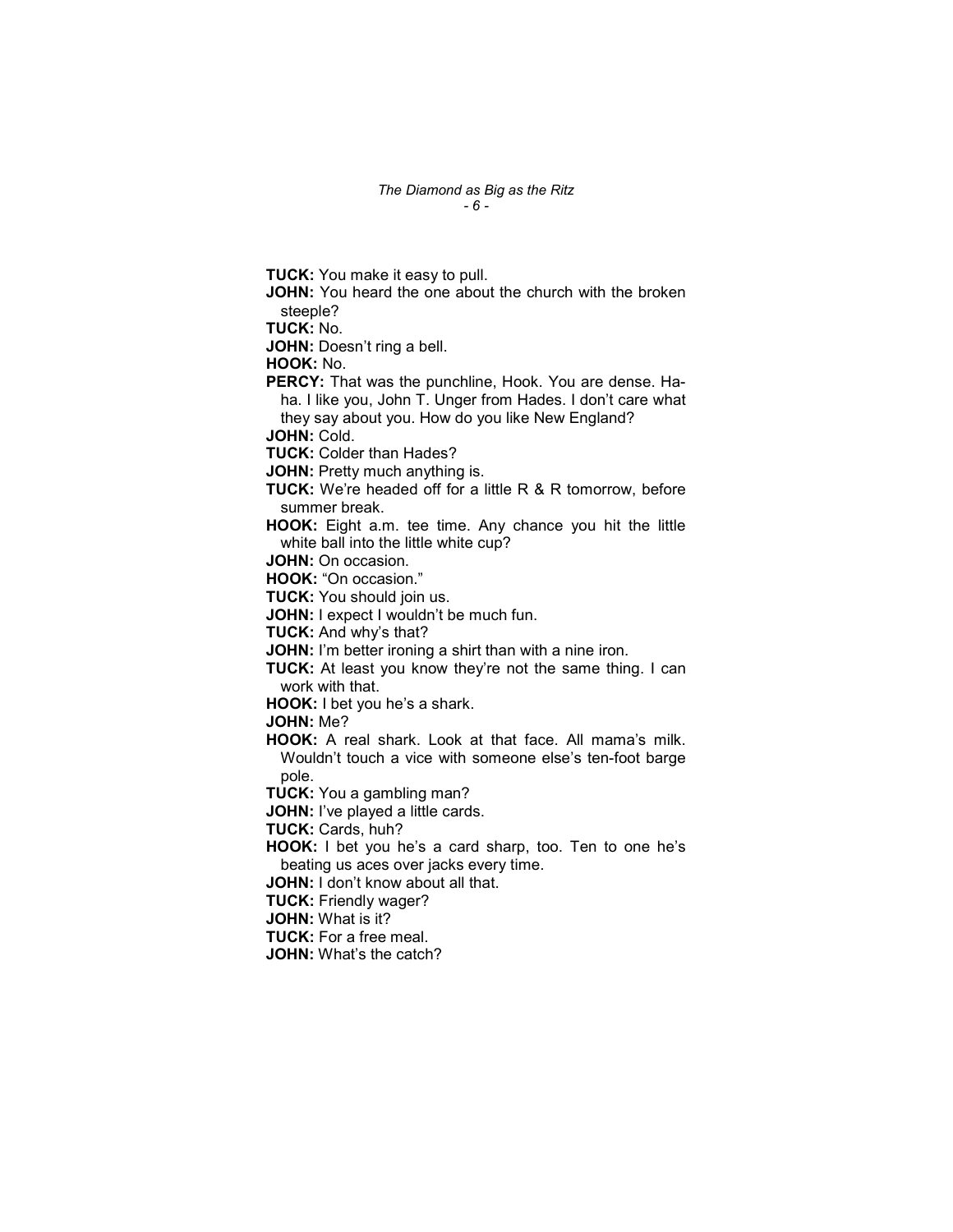**TUCK:** You make it easy to pull.

**JOHN:** You heard the one about the church with the broken steeple?

**TUCK:** No.

**JOHN:** Doesn't ring a bell.

**HOOK:** No.

**PERCY:** That was the punchline, Hook. You are dense. Ha-ha. I like you, John T. Unger from Hades. I don't care what they say about you. How do you like New England?

**JOHN:** Cold.

**TUCK:** Colder than Hades?

**JOHN:** Pretty much anything is.

**TUCK:** We're headed off for a little R & R tomorrow, before summer break.

**HOOK:** Eight a.m. tee time. Any chance you hit the little white ball into the little white cup?

**JOHN:** On occasion.

**HOOK:** "On occasion."

**TUCK:** You should join us.

**JOHN:** I expect I wouldn't be much fun.

**TUCK:** And why's that?

**JOHN:** I'm better ironing a shirt than with a nine iron.

**TUCK:** At least you know they're not the same thing. I can work with that.

**HOOK:** I bet you he's a shark.

**JOHN:** Me?

**HOOK:** A real shark. Look at that face. All mama's milk. Wouldn't touch a vice with someone else's ten-foot barge pole.

**TUCK:** You a gambling man?

**JOHN:** I've played a little cards.

**TUCK:** Cards, huh?

**HOOK:** I bet you he's a card sharp, too. Ten to one he's beating us aces over jacks every time.

**JOHN:** I don't know about all that.

**TUCK:** Friendly wager?

**JOHN:** What is it?

**TUCK:** For a free meal.

**JOHN:** What's the catch?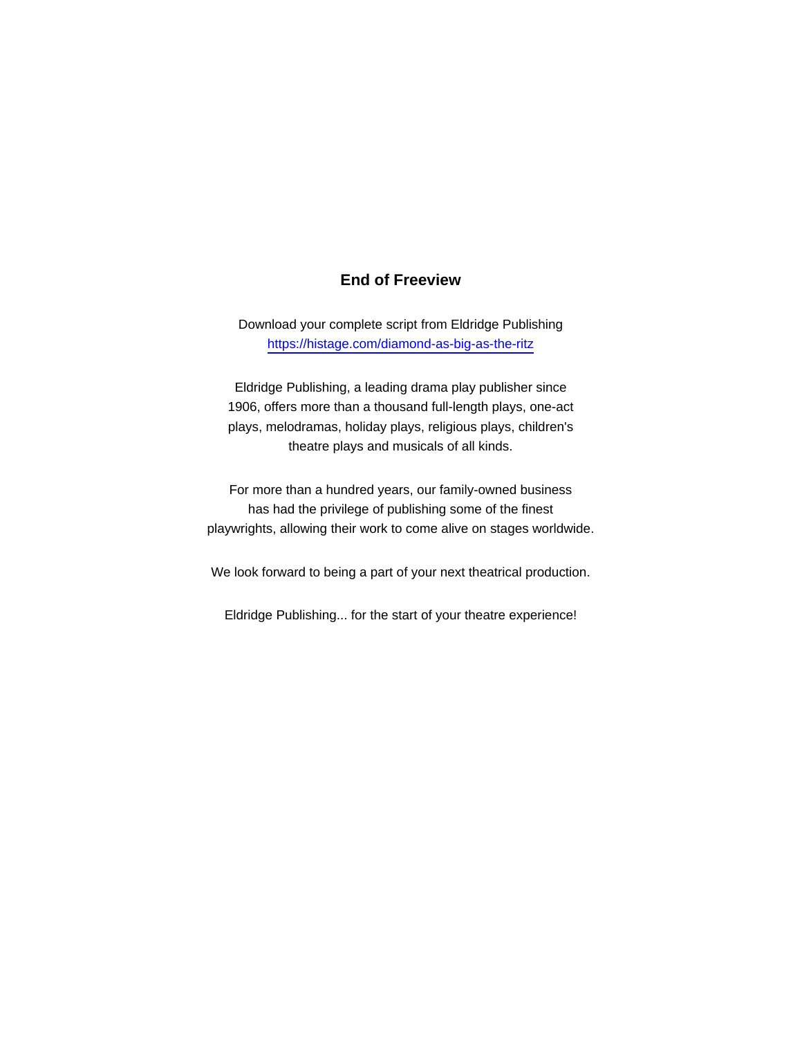**End of Freeview**

Download your complete script from Eldridge Publishing
[https://histage.com/diamond-as-big-as-the-ritz](https://histage.com/diamond-as-big-as-the-ritz)

Eldridge Publishing, a leading drama play publisher since 1906, offers more than a thousand full-length plays, one-act plays, melodramas, holiday plays, religious plays, children's theatre plays and musicals of all kinds.

For more than a hundred years, our family-owned business has had the privilege of publishing some of the finest playwrights, allowing their work to come alive on stages worldwide.

We look forward to being a part of your next theatrical production.

Eldridge Publishing... for the start of your theatre experience!